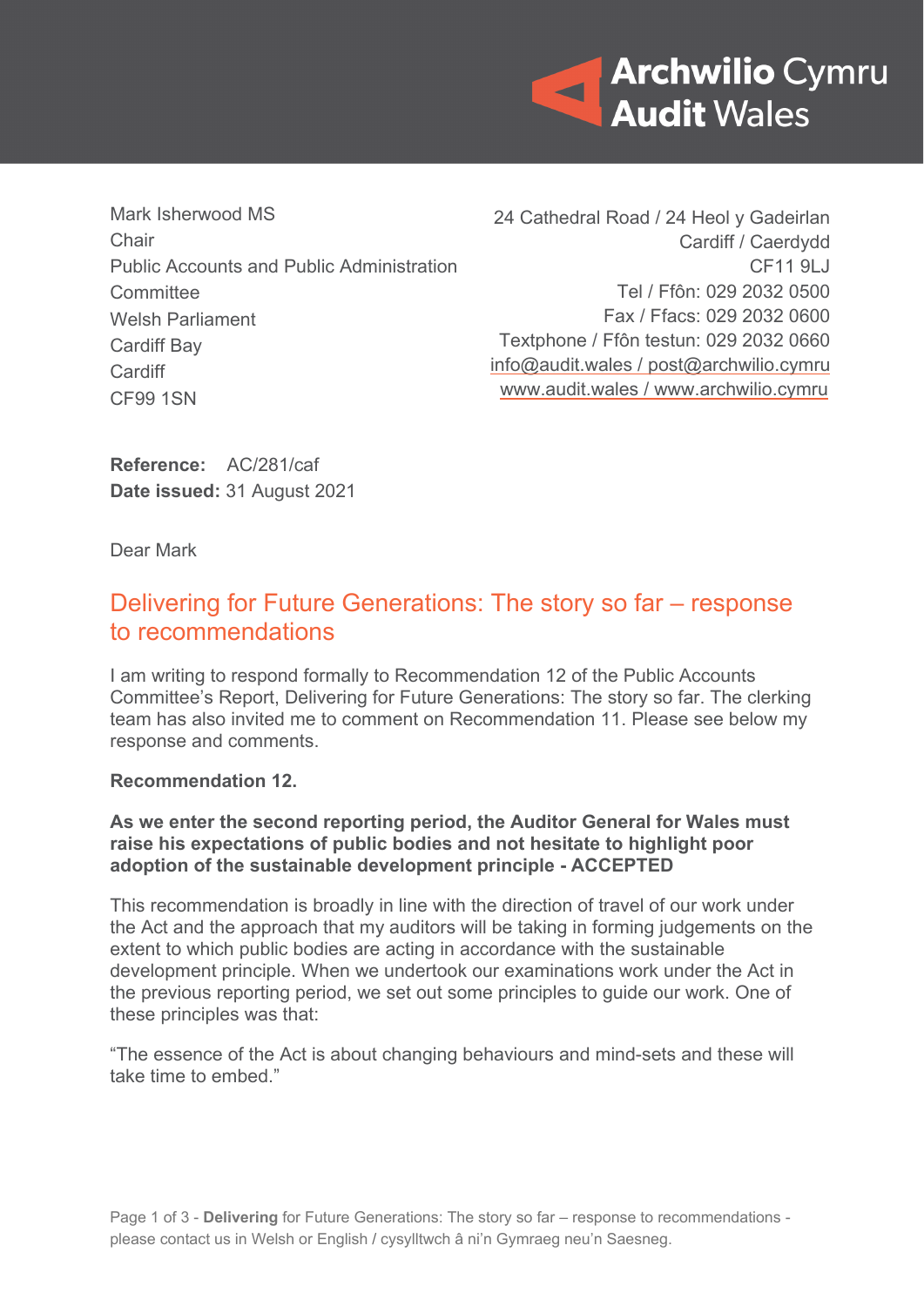Archwilio Cymru
Audit Wales

Mark Isherwood MS
Chair
Public Accounts and Public Administration Committee
Welsh Parliament
Cardiff Bay
Cardiff
CF99 1SN

24 Cathedral Road / 24 Heol y Gadeirlan
Cardiff / Caerdydd
CF11 9LJ
Tel / Ffôn: 029 2032 0500
Fax / Ffacs: 029 2032 0600
Textphone / Ffôn testun: 029 2032 0660
info@audit.wales / post@archwilio.cymru
www.audit.wales / www.archwilio.cymru

**Reference:** AC/281/caf
**Date issued:** 31 August 2021

Dear Mark

## Delivering for Future Generations: The story so far – response to recommendations

I am writing to respond formally to Recommendation 12 of the Public Accounts Committee's Report, Delivering for Future Generations: The story so far. The clerking team has also invited me to comment on Recommendation 11. Please see below my response and comments.

**Recommendation 12.**

**As we enter the second reporting period, the Auditor General for Wales must raise his expectations of public bodies and not hesitate to highlight poor adoption of the sustainable development principle - ACCEPTED**

This recommendation is broadly in line with the direction of travel of our work under the Act and the approach that my auditors will be taking in forming judgements on the extent to which public bodies are acting in accordance with the sustainable development principle. When we undertook our examinations work under the Act in the previous reporting period, we set out some principles to guide our work. One of these principles was that:

"The essence of the Act is about changing behaviours and mind-sets and these will take time to embed."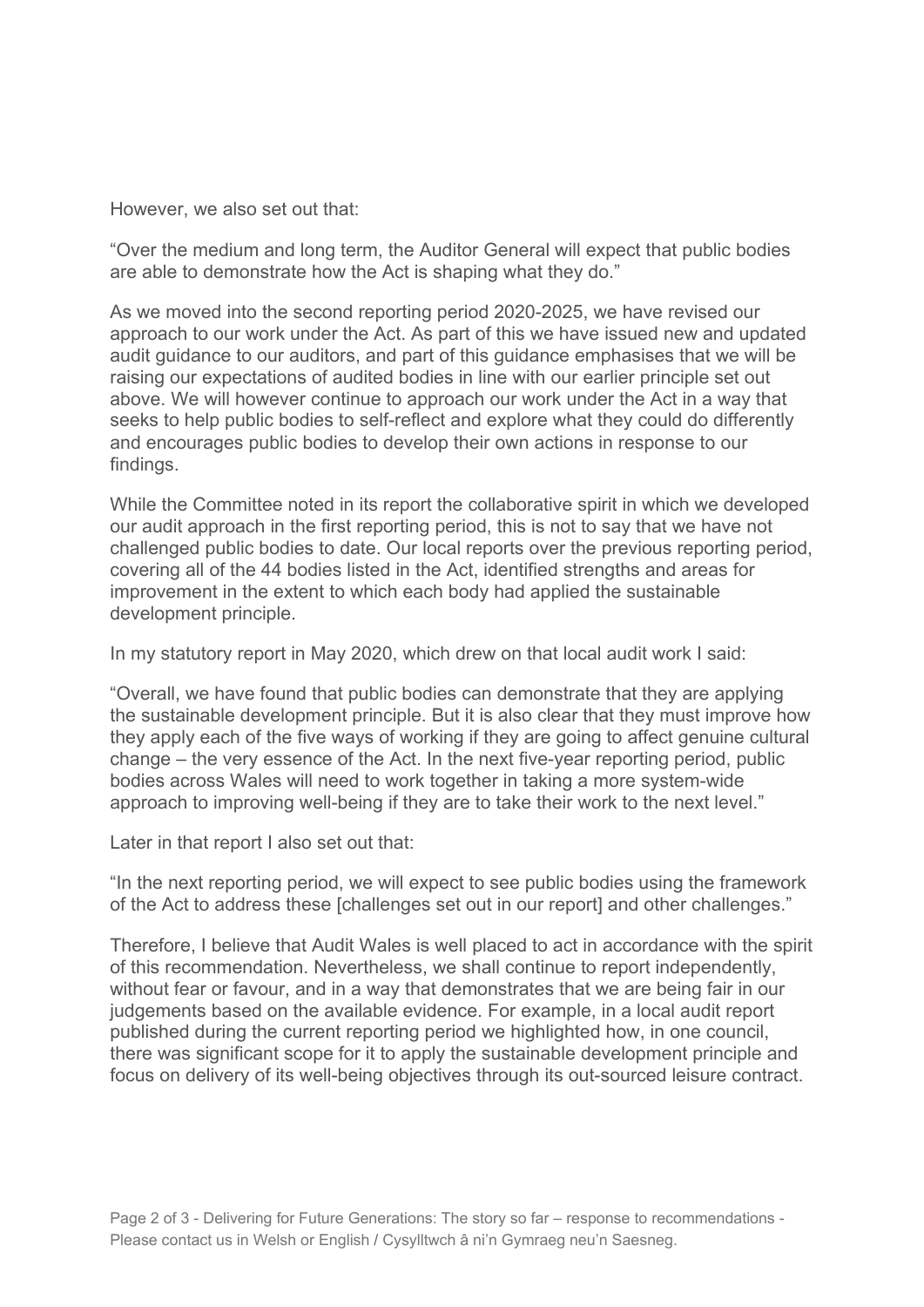However, we also set out that:

"Over the medium and long term, the Auditor General will expect that public bodies are able to demonstrate how the Act is shaping what they do."

As we moved into the second reporting period 2020-2025, we have revised our approach to our work under the Act. As part of this we have issued new and updated audit guidance to our auditors, and part of this guidance emphasises that we will be raising our expectations of audited bodies in line with our earlier principle set out above. We will however continue to approach our work under the Act in a way that seeks to help public bodies to self-reflect and explore what they could do differently and encourages public bodies to develop their own actions in response to our findings.

While the Committee noted in its report the collaborative spirit in which we developed our audit approach in the first reporting period, this is not to say that we have not challenged public bodies to date. Our local reports over the previous reporting period, covering all of the 44 bodies listed in the Act, identified strengths and areas for improvement in the extent to which each body had applied the sustainable development principle.

In my statutory report in May 2020, which drew on that local audit work I said:

"Overall, we have found that public bodies can demonstrate that they are applying the sustainable development principle. But it is also clear that they must improve how they apply each of the five ways of working if they are going to affect genuine cultural change – the very essence of the Act. In the next five-year reporting period, public bodies across Wales will need to work together in taking a more system-wide approach to improving well-being if they are to take their work to the next level."

Later in that report I also set out that:

"In the next reporting period, we will expect to see public bodies using the framework of the Act to address these [challenges set out in our report] and other challenges."

Therefore, I believe that Audit Wales is well placed to act in accordance with the spirit of this recommendation. Nevertheless, we shall continue to report independently, without fear or favour, and in a way that demonstrates that we are being fair in our judgements based on the available evidence. For example, in a local audit report published during the current reporting period we highlighted how, in one council, there was significant scope for it to apply the sustainable development principle and focus on delivery of its well-being objectives through its out-sourced leisure contract.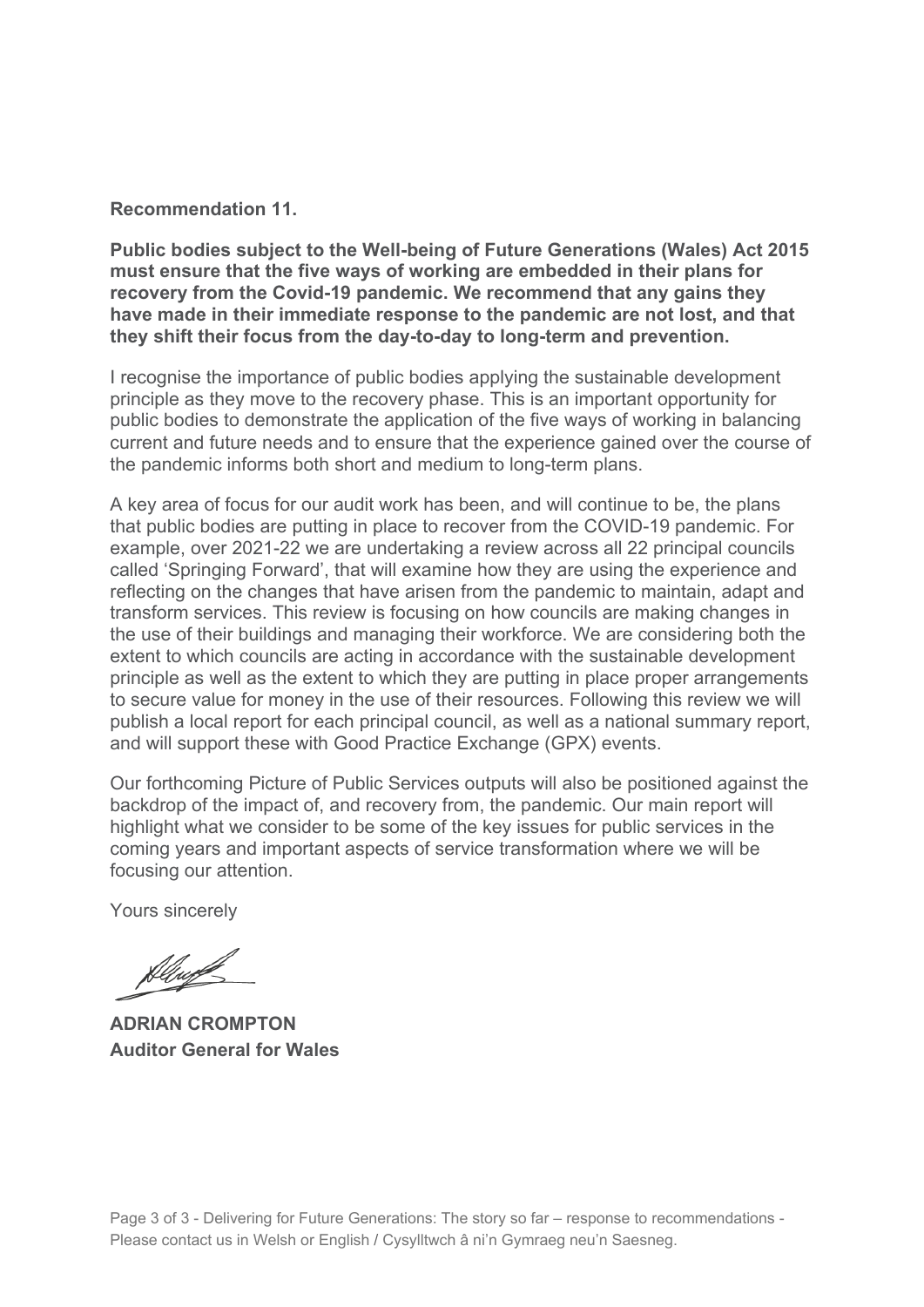**Recommendation 11.**

**Public bodies subject to the Well-being of Future Generations (Wales) Act 2015 must ensure that the five ways of working are embedded in their plans for recovery from the Covid-19 pandemic. We recommend that any gains they have made in their immediate response to the pandemic are not lost, and that they shift their focus from the day-to-day to long-term and prevention.**

I recognise the importance of public bodies applying the sustainable development principle as they move to the recovery phase. This is an important opportunity for public bodies to demonstrate the application of the five ways of working in balancing current and future needs and to ensure that the experience gained over the course of the pandemic informs both short and medium to long-term plans.

A key area of focus for our audit work has been, and will continue to be, the plans that public bodies are putting in place to recover from the COVID-19 pandemic. For example, over 2021-22 we are undertaking a review across all 22 principal councils called 'Springing Forward', that will examine how they are using the experience and reflecting on the changes that have arisen from the pandemic to maintain, adapt and transform services. This review is focusing on how councils are making changes in the use of their buildings and managing their workforce. We are considering both the extent to which councils are acting in accordance with the sustainable development principle as well as the extent to which they are putting in place proper arrangements to secure value for money in the use of their resources. Following this review we will publish a local report for each principal council, as well as a national summary report, and will support these with Good Practice Exchange (GPX) events.

Our forthcoming Picture of Public Services outputs will also be positioned against the backdrop of the impact of, and recovery from, the pandemic. Our main report will highlight what we consider to be some of the key issues for public services in the coming years and important aspects of service transformation where we will be focusing our attention.

Yours sincerely

**ADRIAN CROMPTON**
**Auditor General for Wales**